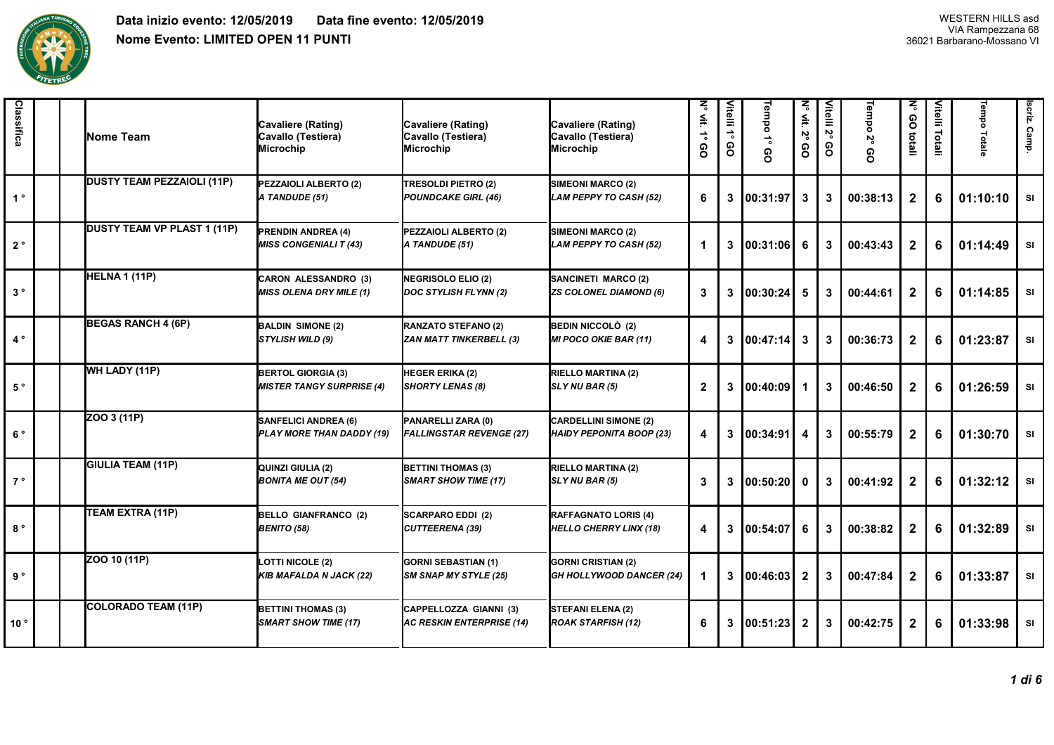**Data inizio evento: 12/05/2019** **Data fine evento: 12/05/2019**

**Nome Evento: LIMITED OPEN 11 PUNTI**

WESTERN HILLS asd
VIA Rampezzana 68
36021 Barbarano-Mossano VI

| Classifica | | | Nome Team | Cavaliere (Rating) Cavallo (Testiera) Microchip | Cavaliere (Rating) Cavallo (Testiera) Microchip | Cavaliere (Rating) Cavallo (Testiera) Microchip | N° vit. 1° GO | Vitelli 1° GO | Tempo 1° GO | N° vit. 2° GO | Vitelli 2° GO | Tempo 2° GO | N° GO totali | Vitelli Totali | Tempo Totale | Iscriz. Camp. |
|---|---|---|---|---|---|---|---|---|---|---|---|---|---|---|---|---|
| 1 ° | | | DUSTY TEAM PEZZAIOLI (11P) | PEZZAIOLI ALBERTO (2) *A TANDUDE (51)* | TRESOLDI PIETRO (2) *POUNDCAKE GIRL (46)* | SIMEONI MARCO (2) *LAM PEPPY TO CASH (52)* | 6 | 3 | 00:31:97 | 3 | 3 | 00:38:13 | 2 | 6 | 01:10:10 | SI |
| 2 ° | | | DUSTY TEAM VP PLAST 1 (11P) | PRENDIN ANDREA (4) *MISS CONGENIALI T (43)* | PEZZAIOLI ALBERTO (2) *A TANDUDE (51)* | SIMEONI MARCO (2) *LAM PEPPY TO CASH (52)* | 1 | 3 | 00:31:06 | 6 | 3 | 00:43:43 | 2 | 6 | 01:14:49 | SI |
| 3 ° | | | HELNA 1 (11P) | CARON ALESSANDRO (3) *MISS OLENA DRY MILE (1)* | NEGRISOLO ELIO (2) *DOC STYLISH FLYNN (2)* | SANCINETI MARCO (2) *ZS COLONEL DIAMOND (6)* | 3 | 3 | 00:30:24 | 5 | 3 | 00:44:61 | 2 | 6 | 01:14:85 | SI |
| 4 ° | | | BEGAS RANCH 4 (6P) | BALDIN SIMONE (2) *STYLISH WILD (9)* | RANZATO STEFANO (2) *ZAN MATT TINKERBELL (3)* | BEDIN NICCOLÒ (2) *MI POCO OKIE BAR (11)* | 4 | 3 | 00:47:14 | 3 | 3 | 00:36:73 | 2 | 6 | 01:23:87 | SI |
| 5 ° | | | WH LADY (11P) | BERTOL GIORGIA (3) *MISTER TANGY SURPRISE (4)* | HEGER ERIKA (2) *SHORTY LENAS (8)* | RIELLO MARTINA (2) *SLY NU BAR (5)* | 2 | 3 | 00:40:09 | 1 | 3 | 00:46:50 | 2 | 6 | 01:26:59 | SI |
| 6 ° | | | ZOO 3 (11P) | SANFELICI ANDREA (6) *PLAY MORE THAN DADDY (19)* | PANARELLI ZARA (0) *FALLINGSTAR REVENGE (27)* | CARDELLINI SIMONE (2) *HAIDY PEPONITA BOOP (23)* | 4 | 3 | 00:34:91 | 4 | 3 | 00:55:79 | 2 | 6 | 01:30:70 | SI |
| 7 ° | | | GIULIA TEAM (11P) | QUINZI GIULIA (2) *BONITA ME OUT (54)* | BETTINI THOMAS (3) *SMART SHOW TIME (17)* | RIELLO MARTINA (2) *SLY NU BAR (5)* | 3 | 3 | 00:50:20 | 0 | 3 | 00:41:92 | 2 | 6 | 01:32:12 | SI |
| 8 ° | | | TEAM EXTRA (11P) | BELLO GIANFRANCO (2) *BENITO (58)* | SCARPARO EDDI (2) *CUTTEERENA (39)* | RAFFAGNATO LORIS (4) *HELLO CHERRY LINX (18)* | 4 | 3 | 00:54:07 | 6 | 3 | 00:38:82 | 2 | 6 | 01:32:89 | SI |
| 9 ° | | | ZOO 10 (11P) | LOTTI NICOLE (2) *KIB MAFALDA N JACK (22)* | GORNI SEBASTIAN (1) *SM SNAP MY STYLE (25)* | GORNI CRISTIAN (2) *GH HOLLYWOOD DANCER (24)* | 1 | 3 | 00:46:03 | 2 | 3 | 00:47:84 | 2 | 6 | 01:33:87 | SI |
| 10 ° | | | COLORADO TEAM (11P) | BETTINI THOMAS (3) *SMART SHOW TIME (17)* | CAPPELLOZZA GIANNI (3) *AC RESKIN ENTERPRISE (14)* | STEFANI ELENA (2) *ROAK STARFISH (12)* | 6 | 3 | 00:51:23 | 2 | 3 | 00:42:75 | 2 | 6 | 01:33:98 | SI |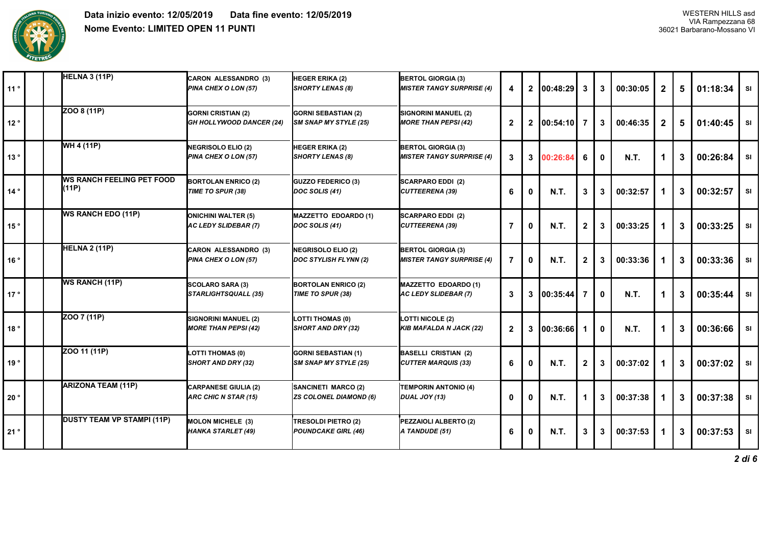**Data inizio evento: 12/05/2019** **Data fine evento: 12/05/2019**

**Nome Evento: LIMITED OPEN 11 PUNTI**

WESTERN HILLS asd
VIA Rampezzana 68
36021 Barbarano-Mossano VI

| | | | | | | | | | | | | | | | | |
|---|---|---|---|---|---|---|---|---|---|---|---|---|---|---|---|---|
| 11 ° | | | HELNA 3 (11P) | CARON ALESSANDRO (3) *PINA CHEX O LON (57)* | HEGER ERIKA (2) *SHORTY LENAS (8)* | BERTOL GIORGIA (3) *MISTER TANGY SURPRISE (4)* | 4 | 2 | 00:48:29 | 3 | 3 | 00:30:05 | 2 | 5 | 01:18:34 | SI |
| 12 ° | | | ZOO 8 (11P) | GORNI CRISTIAN (2) *GH HOLLYWOOD DANCER (24)* | GORNI SEBASTIAN (2) *SM SNAP MY STYLE (25)* | SIGNORINI MANUEL (2) *MORE THAN PEPSI (42)* | 2 | 2 | 00:54:10 | 7 | 3 | 00:46:35 | 2 | 5 | 01:40:45 | SI |
| 13 ° | | | WH 4 (11P) | NEGRISOLO ELIO (2) *PINA CHEX O LON (57)* | HEGER ERIKA (2) *SHORTY LENAS (8)* | BERTOL GIORGIA (3) *MISTER TANGY SURPRISE (4)* | 3 | 3 | 00:26:84 | 6 | 0 | N.T. | 1 | 3 | 00:26:84 | SI |
| 14 ° | | | WS RANCH FEELING PET FOOD (11P) | BORTOLAN ENRICO (2) *TIME TO SPUR (38)* | GUZZO FEDERICO (3) *DOC SOLIS (41)* | SCARPARO EDDI (2) *CUTTEERENA (39)* | 6 | 0 | N.T. | 3 | 3 | 00:32:57 | 1 | 3 | 00:32:57 | SI |
| 15 ° | | | WS RANCH EDO (11P) | ONICHINI WALTER (5) *AC LEDY SLIDEBAR (7)* | MAZZETTO EDOARDO (1) *DOC SOLIS (41)* | SCARPARO EDDI (2) *CUTTEERENA (39)* | 7 | 0 | N.T. | 2 | 3 | 00:33:25 | 1 | 3 | 00:33:25 | SI |
| 16 ° | | | HELNA 2 (11P) | CARON ALESSANDRO (3) *PINA CHEX O LON (57)* | NEGRISOLO ELIO (2) *DOC STYLISH FLYNN (2)* | BERTOL GIORGIA (3) *MISTER TANGY SURPRISE (4)* | 7 | 0 | N.T. | 2 | 3 | 00:33:36 | 1 | 3 | 00:33:36 | SI |
| 17 ° | | | WS RANCH (11P) | SCOLARO SARA (3) *STARLIGHTSQUALL (35)* | BORTOLAN ENRICO (2) *TIME TO SPUR (38)* | MAZZETTO EDOARDO (1) *AC LEDY SLIDEBAR (7)* | 3 | 3 | 00:35:44 | 7 | 0 | N.T. | 1 | 3 | 00:35:44 | SI |
| 18 ° | | | ZOO 7 (11P) | SIGNORINI MANUEL (2) *MORE THAN PEPSI (42)* | LOTTI THOMAS (0) *SHORT AND DRY (32)* | LOTTI NICOLE (2) *KIB MAFALDA N JACK (22)* | 2 | 3 | 00:36:66 | 1 | 0 | N.T. | 1 | 3 | 00:36:66 | SI |
| 19 ° | | | ZOO 11 (11P) | LOTTI THOMAS (0) *SHORT AND DRY (32)* | GORNI SEBASTIAN (1) *SM SNAP MY STYLE (25)* | BASELLI CRISTIAN (2) *CUTTER MARQUIS (33)* | 6 | 0 | N.T. | 2 | 3 | 00:37:02 | 1 | 3 | 00:37:02 | SI |
| 20 ° | | | ARIZONA TEAM (11P) | CARPANESE GIULIA (2) *ARC CHIC N STAR (15)* | SANCINETI MARCO (2) *ZS COLONEL DIAMOND (6)* | TEMPORIN ANTONIO (4) *DUAL JOY (13)* | 0 | 0 | N.T. | 1 | 3 | 00:37:38 | 1 | 3 | 00:37:38 | SI |
| 21 ° | | | DUSTY TEAM VP STAMPI (11P) | MOLON MICHELE (3) *HANKA STARLET (49)* | TRESOLDI PIETRO (2) *POUNDCAKE GIRL (46)* | PEZZAIOLI ALBERTO (2) *A TANDUDE (51)* | 6 | 0 | N.T. | 3 | 3 | 00:37:53 | 1 | 3 | 00:37:53 | SI |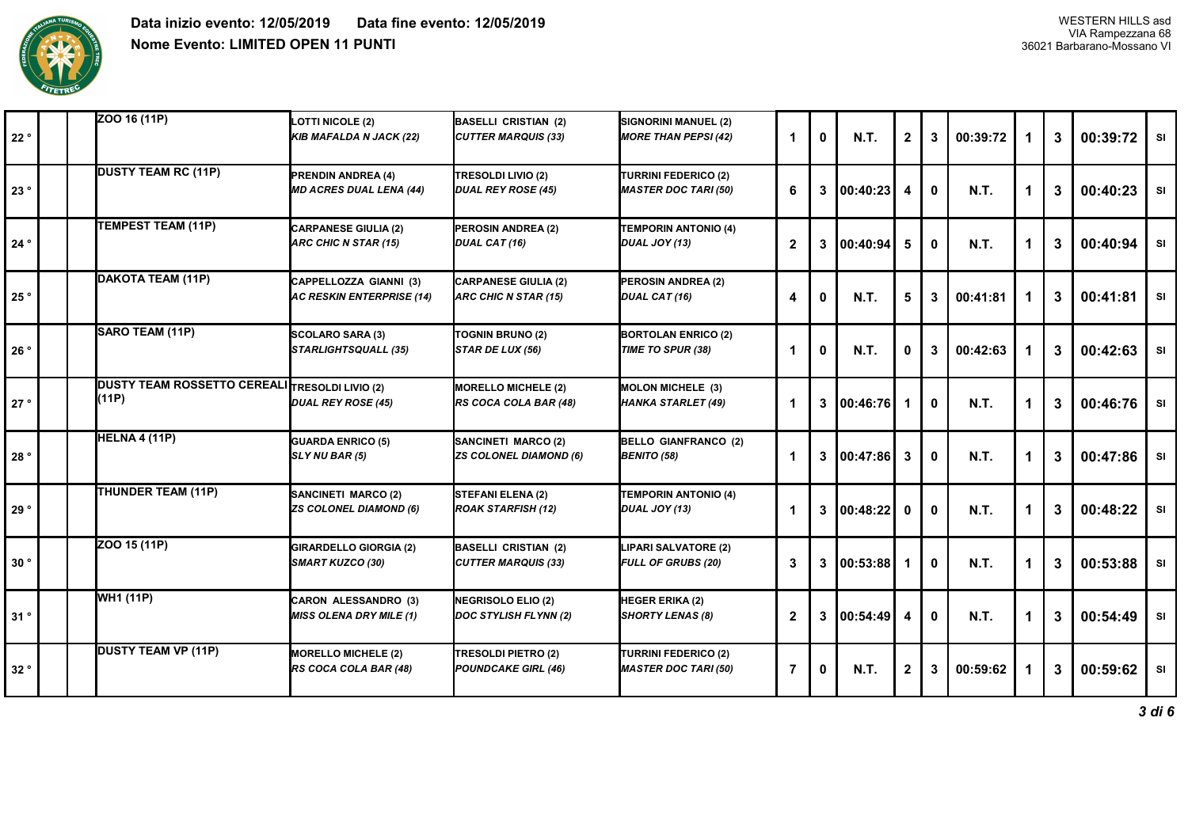**Data inizio evento: 12/05/2019** **Data fine evento: 12/05/2019**

**Nome Evento: LIMITED OPEN 11 PUNTI**

WESTERN HILLS asd
VIA Rampezzana 68
36021 Barbarano-Mossano VI

| | | | | | | | | | | | | | | | | |
|---|---|---|---|---|---|---|---|---|---|---|---|---|---|---|---|---|
| 22 ° | | | ZOO 16 (11P) | LOTTI NICOLE (2) *KIB MAFALDA N JACK (22)* | BASELLI CRISTIAN (2) *CUTTER MARQUIS (33)* | SIGNORINI MANUEL (2) *MORE THAN PEPSI (42)* | 1 | 0 | N.T. | 2 | 3 | 00:39:72 | 1 | 3 | 00:39:72 | SI |
| 23 ° | | | DUSTY TEAM RC (11P) | PRENDIN ANDREA (4) *MD ACRES DUAL LENA (44)* | TRESOLDI LIVIO (2) *DUAL REY ROSE (45)* | TURRINI FEDERICO (2) *MASTER DOC TARI (50)* | 6 | 3 | 00:40:23 | 4 | 0 | N.T. | 1 | 3 | 00:40:23 | SI |
| 24 ° | | | TEMPEST TEAM (11P) | CARPANESE GIULIA (2) *ARC CHIC N STAR (15)* | PEROSIN ANDREA (2) *DUAL CAT (16)* | TEMPORIN ANTONIO (4) *DUAL JOY (13)* | 2 | 3 | 00:40:94 | 5 | 0 | N.T. | 1 | 3 | 00:40:94 | SI |
| 25 ° | | | DAKOTA TEAM (11P) | CAPPELLOZZA GIANNI (3) *AC RESKIN ENTERPRISE (14)* | CARPANESE GIULIA (2) *ARC CHIC N STAR (15)* | PEROSIN ANDREA (2) *DUAL CAT (16)* | 4 | 0 | N.T. | 5 | 3 | 00:41:81 | 1 | 3 | 00:41:81 | SI |
| 26 ° | | | SARO TEAM (11P) | SCOLARO SARA (3) *STARLIGHTSQUALL (35)* | TOGNIN BRUNO (2) *STAR DE LUX (56)* | BORTOLAN ENRICO (2) *TIME TO SPUR (38)* | 1 | 0 | N.T. | 0 | 3 | 00:42:63 | 1 | 3 | 00:42:63 | SI |
| 27 ° | | | DUSTY TEAM ROSSETTO CEREALI (11P) | TRESOLDI LIVIO (2) *DUAL REY ROSE (45)* | MORELLO MICHELE (2) *RS COCA COLA BAR (48)* | MOLON MICHELE (3) *HANKA STARLET (49)* | 1 | 3 | 00:46:76 | 1 | 0 | N.T. | 1 | 3 | 00:46:76 | SI |
| 28 ° | | | HELNA 4 (11P) | GUARDA ENRICO (5) *SLY NU BAR (5)* | SANCINETI MARCO (2) *ZS COLONEL DIAMOND (6)* | BELLO GIANFRANCO (2) *BENITO (58)* | 1 | 3 | 00:47:86 | 3 | 0 | N.T. | 1 | 3 | 00:47:86 | SI |
| 29 ° | | | THUNDER TEAM (11P) | SANCINETI MARCO (2) *ZS COLONEL DIAMOND (6)* | STEFANI ELENA (2) *ROAK STARFISH (12)* | TEMPORIN ANTONIO (4) *DUAL JOY (13)* | 1 | 3 | 00:48:22 | 0 | 0 | N.T. | 1 | 3 | 00:48:22 | SI |
| 30 ° | | | ZOO 15 (11P) | GIRARDELLO GIORGIA (2) *SMART KUZCO (30)* | BASELLI CRISTIAN (2) *CUTTER MARQUIS (33)* | LIPARI SALVATORE (2) *FULL OF GRUBS (20)* | 3 | 3 | 00:53:88 | 1 | 0 | N.T. | 1 | 3 | 00:53:88 | SI |
| 31 ° | | | WH1 (11P) | CARON ALESSANDRO (3) *MISS OLENA DRY MILE (1)* | NEGRISOLO ELIO (2) *DOC STYLISH FLYNN (2)* | HEGER ERIKA (2) *SHORTY LENAS (8)* | 2 | 3 | 00:54:49 | 4 | 0 | N.T. | 1 | 3 | 00:54:49 | SI |
| 32 ° | | | DUSTY TEAM VP (11P) | MORELLO MICHELE (2) *RS COCA COLA BAR (48)* | TRESOLDI PIETRO (2) *POUNDCAKE GIRL (46)* | TURRINI FEDERICO (2) *MASTER DOC TARI (50)* | 7 | 0 | N.T. | 2 | 3 | 00:59:62 | 1 | 3 | 00:59:62 | SI |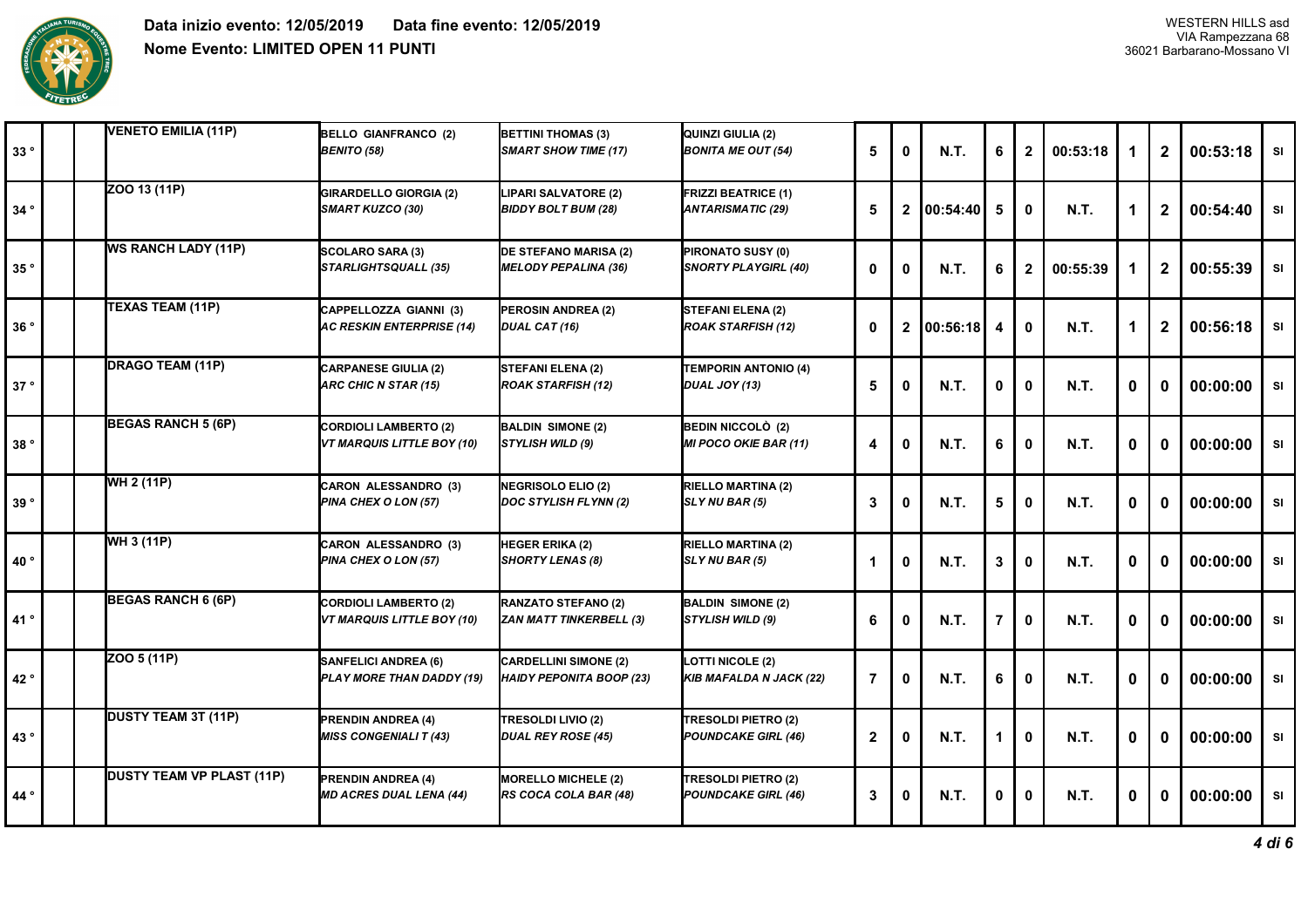**Data inizio evento: 12/05/2019** **Data fine evento: 12/05/2019**

**Nome Evento: LIMITED OPEN 11 PUNTI**

WESTERN HILLS asd
VIA Rampezzana 68
36021 Barbarano-Mossano VI

| | | | | | | | | | | | | | | | |
|---|---|---|---|---|---|---|---|---|---|---|---|---|---|---|---|
| 33 ° | | | VENETO EMILIA (11P) | BELLO GIANFRANCO (2) *BENITO (58)* | BETTINI THOMAS (3) *SMART SHOW TIME (17)* | QUINZI GIULIA (2) *BONITA ME OUT (54)* | 5 | 0 | N.T. | 6 | 2 | 00:53:18 | 1 | 2 | 00:53:18 | SI |
| 34 ° | | | ZOO 13 (11P) | GIRARDELLO GIORGIA (2) *SMART KUZCO (30)* | LIPARI SALVATORE (2) *BIDDY BOLT BUM (28)* | FRIZZI BEATRICE (1) *ANTARISMATIC (29)* | 5 | 2 | 00:54:40 | 5 | 0 | N.T. | 1 | 2 | 00:54:40 | SI |
| 35 ° | | | WS RANCH LADY (11P) | SCOLARO SARA (3) *STARLIGHTSQUALL (35)* | DE STEFANO MARISA (2) *MELODY PEPALINA (36)* | PIRONATO SUSY (0) *SNORTY PLAYGIRL (40)* | 0 | 0 | N.T. | 6 | 2 | 00:55:39 | 1 | 2 | 00:55:39 | SI |
| 36 ° | | | TEXAS TEAM (11P) | CAPPELLOZZA GIANNI (3) *AC RESKIN ENTERPRISE (14)* | PEROSIN ANDREA (2) *DUAL CAT (16)* | STEFANI ELENA (2) *ROAK STARFISH (12)* | 0 | 2 | 00:56:18 | 4 | 0 | N.T. | 1 | 2 | 00:56:18 | SI |
| 37 ° | | | DRAGO TEAM (11P) | CARPANESE GIULIA (2) *ARC CHIC N STAR (15)* | STEFANI ELENA (2) *ROAK STARFISH (12)* | TEMPORIN ANTONIO (4) *DUAL JOY (13)* | 5 | 0 | N.T. | 0 | 0 | N.T. | 0 | 0 | 00:00:00 | SI |
| 38 ° | | | BEGAS RANCH 5 (6P) | CORDIOLI LAMBERTO (2) *VT MARQUIS LITTLE BOY (10)* | BALDIN SIMONE (2) *STYLISH WILD (9)* | BEDIN NICCOLÒ (2) *MI POCO OKIE BAR (11)* | 4 | 0 | N.T. | 6 | 0 | N.T. | 0 | 0 | 00:00:00 | SI |
| 39 ° | | | WH 2 (11P) | CARON ALESSANDRO (3) *PINA CHEX O LON (57)* | NEGRISOLO ELIO (2) *DOC STYLISH FLYNN (2)* | RIELLO MARTINA (2) *SLY NU BAR (5)* | 3 | 0 | N.T. | 5 | 0 | N.T. | 0 | 0 | 00:00:00 | SI |
| 40 ° | | | WH 3 (11P) | CARON ALESSANDRO (3) *PINA CHEX O LON (57)* | HEGER ERIKA (2) *SHORTY LENAS (8)* | RIELLO MARTINA (2) *SLY NU BAR (5)* | 1 | 0 | N.T. | 3 | 0 | N.T. | 0 | 0 | 00:00:00 | SI |
| 41 ° | | | BEGAS RANCH 6 (6P) | CORDIOLI LAMBERTO (2) *VT MARQUIS LITTLE BOY (10)* | RANZATO STEFANO (2) *ZAN MATT TINKERBELL (3)* | BALDIN SIMONE (2) *STYLISH WILD (9)* | 6 | 0 | N.T. | 7 | 0 | N.T. | 0 | 0 | 00:00:00 | SI |
| 42 ° | | | ZOO 5 (11P) | SANFELICI ANDREA (6) *PLAY MORE THAN DADDY (19)* | CARDELLINI SIMONE (2) *HAIDY PEPONITA BOOP (23)* | LOTTI NICOLE (2) *KIB MAFALDA N JACK (22)* | 7 | 0 | N.T. | 6 | 0 | N.T. | 0 | 0 | 00:00:00 | SI |
| 43 ° | | | DUSTY TEAM 3T (11P) | PRENDIN ANDREA (4) *MISS CONGENIALI T (43)* | TRESOLDI LIVIO (2) *DUAL REY ROSE (45)* | TRESOLDI PIETRO (2) *POUNDCAKE GIRL (46)* | 2 | 0 | N.T. | 1 | 0 | N.T. | 0 | 0 | 00:00:00 | SI |
| 44 ° | | | DUSTY TEAM VP PLAST (11P) | PRENDIN ANDREA (4) *MD ACRES DUAL LENA (44)* | MORELLO MICHELE (2) *RS COCA COLA BAR (48)* | TRESOLDI PIETRO (2) *POUNDCAKE GIRL (46)* | 3 | 0 | N.T. | 0 | 0 | N.T. | 0 | 0 | 00:00:00 | SI |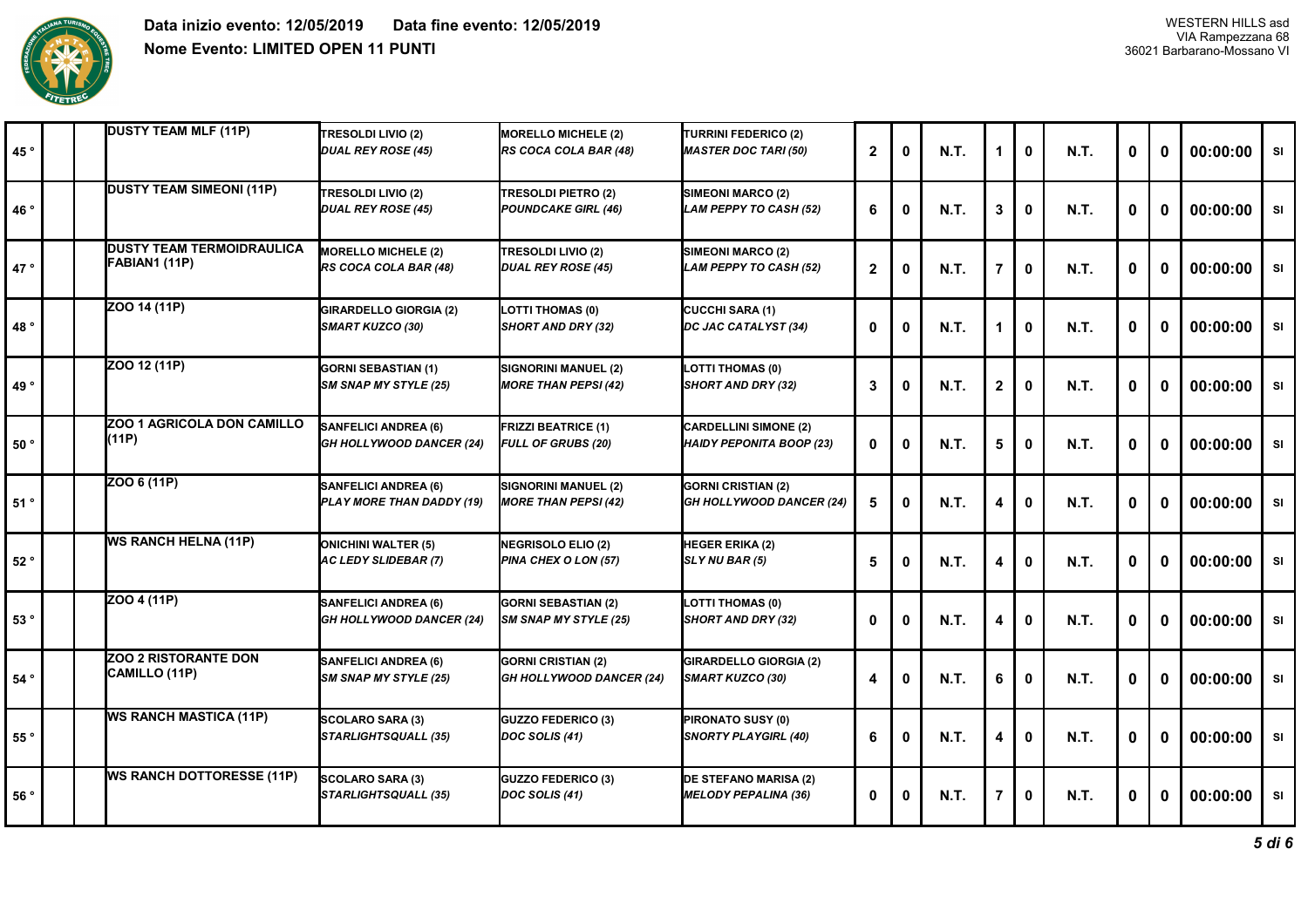**Data inizio evento: 12/05/2019 Data fine evento: 12/05/2019**

**Nome Evento: LIMITED OPEN 11 PUNTI**

WESTERN HILLS asd
VIA Rampezzana 68
36021 Barbarano-Mossano VI

| | | | | | | | | | | | | | | | | | |
|---|---|---|---|---|---|---|---|---|---|---|---|---|---|---|---|---|---|
| 45 ° | | | DUSTY TEAM MLF (11P) | TRESOLDI LIVIO (2) *DUAL REY ROSE (45)* | MORELLO MICHELE (2) *RS COCA COLA BAR (48)* | TURRINI FEDERICO (2) *MASTER DOC TARI (50)* | 2 | 0 | N.T. | 1 | 0 | N.T. | 0 | 0 | 00:00:00 | SI |
| 46 ° | | | DUSTY TEAM SIMEONI (11P) | TRESOLDI LIVIO (2) *DUAL REY ROSE (45)* | TRESOLDI PIETRO (2) *POUNDCAKE GIRL (46)* | SIMEONI MARCO (2) *LAM PEPPY TO CASH (52)* | 6 | 0 | N.T. | 3 | 0 | N.T. | 0 | 0 | 00:00:00 | SI |
| 47 ° | | | DUSTY TEAM TERMOIDRAULICA FABIAN1 (11P) | MORELLO MICHELE (2) *RS COCA COLA BAR (48)* | TRESOLDI LIVIO (2) *DUAL REY ROSE (45)* | SIMEONI MARCO (2) *LAM PEPPY TO CASH (52)* | 2 | 0 | N.T. | 7 | 0 | N.T. | 0 | 0 | 00:00:00 | SI |
| 48 ° | | | ZOO 14 (11P) | GIRARDELLO GIORGIA (2) *SMART KUZCO (30)* | LOTTI THOMAS (0) *SHORT AND DRY (32)* | CUCCHI SARA (1) *DC JAC CATALYST (34)* | 0 | 0 | N.T. | 1 | 0 | N.T. | 0 | 0 | 00:00:00 | SI |
| 49 ° | | | ZOO 12 (11P) | GORNI SEBASTIAN (1) *SM SNAP MY STYLE (25)* | SIGNORINI MANUEL (2) *MORE THAN PEPSI (42)* | LOTTI THOMAS (0) *SHORT AND DRY (32)* | 3 | 0 | N.T. | 2 | 0 | N.T. | 0 | 0 | 00:00:00 | SI |
| 50 ° | | | ZOO 1 AGRICOLA DON CAMILLO (11P) | SANFELICI ANDREA (6) *GH HOLLYWOOD DANCER (24)* | FRIZZI BEATRICE (1) *FULL OF GRUBS (20)* | CARDELLINI SIMONE (2) *HAIDY PEPONITA BOOP (23)* | 0 | 0 | N.T. | 5 | 0 | N.T. | 0 | 0 | 00:00:00 | SI |
| 51 ° | | | ZOO 6 (11P) | SANFELICI ANDREA (6) *PLAY MORE THAN DADDY (19)* | SIGNORINI MANUEL (2) *MORE THAN PEPSI (42)* | GORNI CRISTIAN (2) *GH HOLLYWOOD DANCER (24)* | 5 | 0 | N.T. | 4 | 0 | N.T. | 0 | 0 | 00:00:00 | SI |
| 52 ° | | | WS RANCH HELNA (11P) | ONICHINI WALTER (5) *AC LEDY SLIDEBAR (7)* | NEGRISOLO ELIO (2) *PINA CHEX O LON (57)* | HEGER ERIKA (2) *SLY NU BAR (5)* | 5 | 0 | N.T. | 4 | 0 | N.T. | 0 | 0 | 00:00:00 | SI |
| 53 ° | | | ZOO 4 (11P) | SANFELICI ANDREA (6) *GH HOLLYWOOD DANCER (24)* | GORNI SEBASTIAN (2) *SM SNAP MY STYLE (25)* | LOTTI THOMAS (0) *SHORT AND DRY (32)* | 0 | 0 | N.T. | 4 | 0 | N.T. | 0 | 0 | 00:00:00 | SI |
| 54 ° | | | ZOO 2 RISTORANTE DON CAMILLO (11P) | SANFELICI ANDREA (6) *SM SNAP MY STYLE (25)* | GORNI CRISTIAN (2) *GH HOLLYWOOD DANCER (24)* | GIRARDELLO GIORGIA (2) *SMART KUZCO (30)* | 4 | 0 | N.T. | 6 | 0 | N.T. | 0 | 0 | 00:00:00 | SI |
| 55 ° | | | WS RANCH MASTICA (11P) | SCOLARO SARA (3) *STARLIGHTSQUALL (35)* | GUZZO FEDERICO (3) *DOC SOLIS (41)* | PIRONATO SUSY (0) *SNORTY PLAYGIRL (40)* | 6 | 0 | N.T. | 4 | 0 | N.T. | 0 | 0 | 00:00:00 | SI |
| 56 ° | | | WS RANCH DOTTORESSE (11P) | SCOLARO SARA (3) *STARLIGHTSQUALL (35)* | GUZZO FEDERICO (3) *DOC SOLIS (41)* | DE STEFANO MARISA (2) *MELODY PEPALINA (36)* | 0 | 0 | N.T. | 7 | 0 | N.T. | 0 | 0 | 00:00:00 | SI |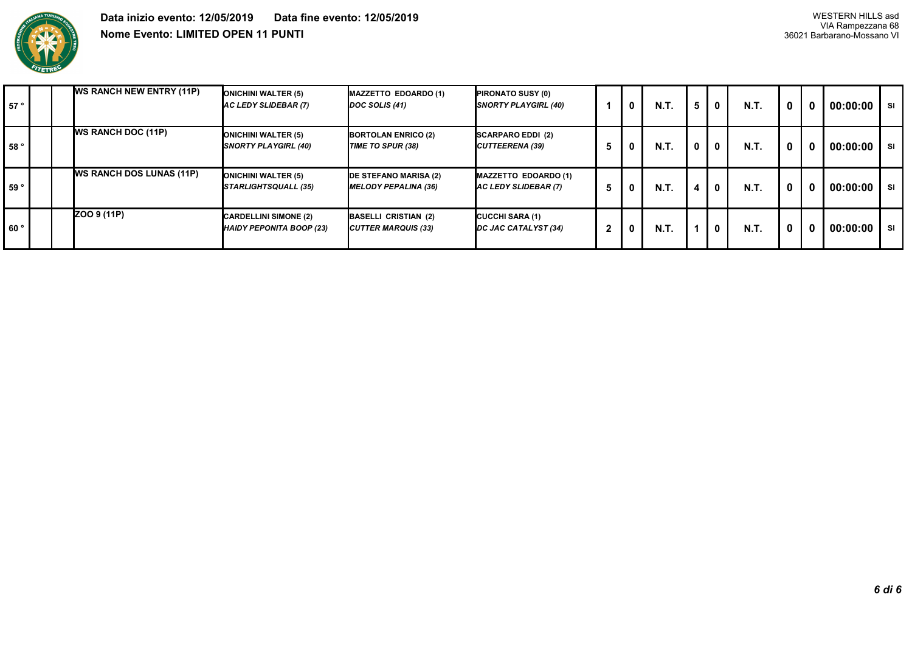**Data inizio evento: 12/05/2019** **Data fine evento: 12/05/2019**

**Nome Evento: LIMITED OPEN 11 PUNTI**

WESTERN HILLS asd
VIA Rampezzana 68
36021 Barbarano-Mossano VI

| | | | | | | | | | | | | | | | | |
|---|---|---|---|---|---|---|---|---|---|---|---|---|---|---|---|---|
| 57 ° | | | **WS RANCH NEW ENTRY (11P)** | **ONICHINI WALTER (5)** *AC LEDY SLIDEBAR (7)* | **MAZZETTO EDOARDO (1)** *DOC SOLIS (41)* | **PIRONATO SUSY (0)** *SNORTY PLAYGIRL (40)* | 1 | 0 | N.T. | 5 | 0 | N.T. | 0 | 0 | 00:00:00 | SI |
| 58 ° | | | **WS RANCH DOC (11P)** | **ONICHINI WALTER (5)** *SNORTY PLAYGIRL (40)* | **BORTOLAN ENRICO (2)** *TIME TO SPUR (38)* | **SCARPARO EDDI (2)** *CUTTEERENA (39)* | 5 | 0 | N.T. | 0 | 0 | N.T. | 0 | 0 | 00:00:00 | SI |
| 59 ° | | | **WS RANCH DOS LUNAS (11P)** | **ONICHINI WALTER (5)** *STARLIGHTSQUALL (35)* | **DE STEFANO MARISA (2)** *MELODY PEPALINA (36)* | **MAZZETTO EDOARDO (1)** *AC LEDY SLIDEBAR (7)* | 5 | 0 | N.T. | 4 | 0 | N.T. | 0 | 0 | 00:00:00 | SI |
| 60 ° | | | **ZOO 9 (11P)** | **CARDELLINI SIMONE (2)** *HAIDY PEPONITA BOOP (23)* | **BASELLI CRISTIAN (2)** *CUTTER MARQUIS (33)* | **CUCCHI SARA (1)** *DC JAC CATALYST (34)* | 2 | 0 | N.T. | 1 | 0 | N.T. | 0 | 0 | 00:00:00 | SI |